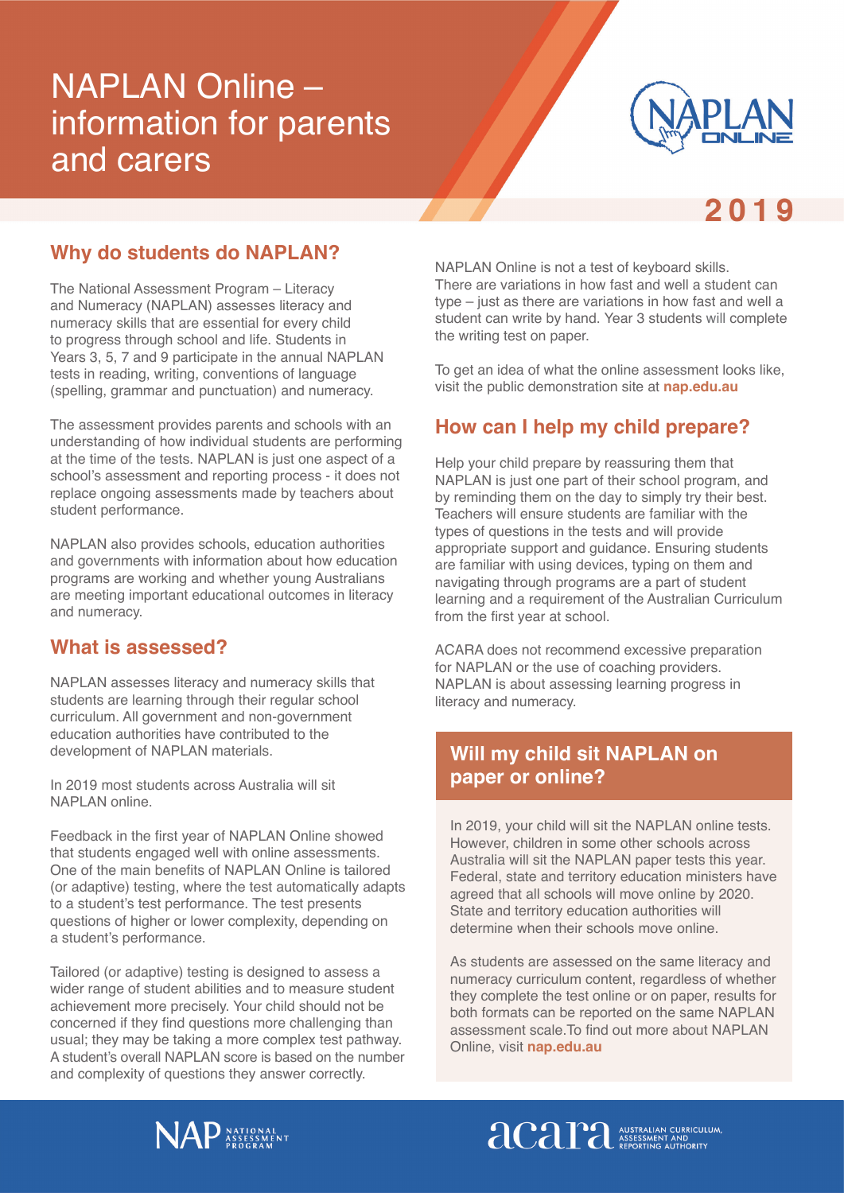# NAPLAN Online – information for parents and carers

2019

## Why do students do NAPLAN?

The National Assessment Program – Literacy and Numeracy (NAPLAN) assesses literacy and numeracy skills that are essential for every child to progress through school and life. Students in Years 3, 5, 7 and 9 participate in the annual NAPLAN tests in reading, writing, conventions of language (spelling, grammar and punctuation) and numeracy.

The assessment provides parents and schools with an understanding of how individual students are performing at the time of the tests. NAPLAN is just one aspect of a school's assessment and reporting process - it does not replace ongoing assessments made by teachers about student performance.

NAPLAN also provides schools, education authorities and governments with information about how education programs are working and whether young Australians are meeting important educational outcomes in literacy and numeracy.

## What is assessed?

NAPLAN assesses literacy and numeracy skills that students are learning through their regular school curriculum. All government and non-government education authorities have contributed to the development of NAPLAN materials.

In 2019 most students across Australia will sit NAPLAN online.

Feedback in the first year of NAPLAN Online showed that students engaged well with online assessments. One of the main benefits of NAPLAN Online is tailored (or adaptive) testing, where the test automatically adapts to a student's test performance. The test presents questions of higher or lower complexity, depending on a student's performance.

Tailored (or adaptive) testing is designed to assess a wider range of student abilities and to measure student achievement more precisely. Your child should not be concerned if they find questions more challenging than usual; they may be taking a more complex test pathway. A student's overall NAPLAN score is based on the number and complexity of questions they answer correctly.

NAPLAN Online is not a test of keyboard skills. There are variations in how fast and well a student can type – just as there are variations in how fast and well a student can write by hand. Year 3 students will complete the writing test on paper.

To get an idea of what the online assessment looks like, visit the public demonstration site at **nap.edu.au**

## How can I help my child prepare?

Help your child prepare by reassuring them that NAPLAN is just one part of their school program, and by reminding them on the day to simply try their best. Teachers will ensure students are familiar with the types of questions in the tests and will provide appropriate support and guidance. Ensuring students are familiar with using devices, typing on them and navigating through programs are a part of student learning and a requirement of the Australian Curriculum from the first year at school.

ACARA does not recommend excessive preparation for NAPLAN or the use of coaching providers. NAPLAN is about assessing learning progress in literacy and numeracy.

## Will my child sit NAPLAN on paper or online?

In 2019, your child will sit the NAPLAN online tests. However, children in some other schools across Australia will sit the NAPLAN paper tests this year. Federal, state and territory education ministers have agreed that all schools will move online by 2020. State and territory education authorities will determine when their schools move online.

As students are assessed on the same literacy and numeracy curriculum content, regardless of whether they complete the test online or on paper, results for both formats can be reported on the same NAPLAN assessment scale.To find out more about NAPLAN Online, visit **nap.edu.au**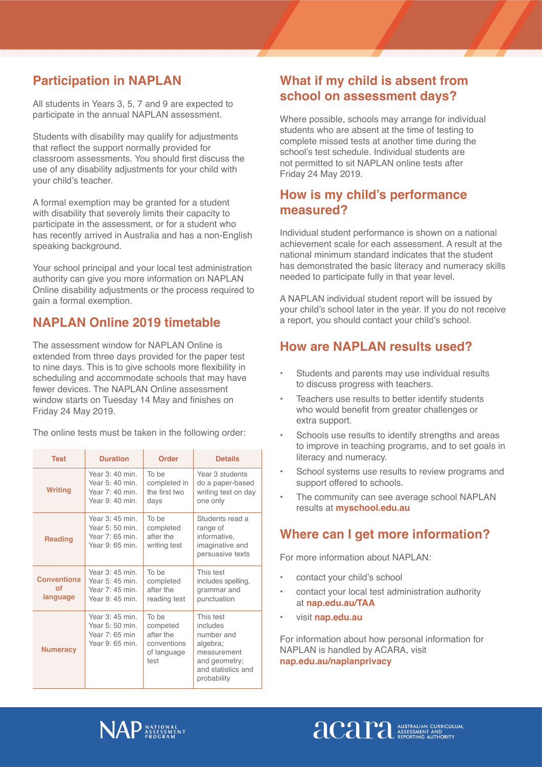## Participation in NAPLAN

All students in Years 3, 5, 7 and 9 are expected to participate in the annual NAPLAN assessment.

Students with disability may qualify for adjustments that reflect the support normally provided for classroom assessments. You should first discuss the use of any disability adjustments for your child with your child's teacher.

A formal exemption may be granted for a student with disability that severely limits their capacity to participate in the assessment, or for a student who has recently arrived in Australia and has a non-English speaking background.

Your school principal and your local test administration authority can give you more information on NAPLAN Online disability adjustments or the process required to gain a formal exemption.

## NAPLAN Online 2019 timetable

The assessment window for NAPLAN Online is extended from three days provided for the paper test to nine days. This is to give schools more flexibility in scheduling and accommodate schools that may have fewer devices. The NAPLAN Online assessment window starts on Tuesday 14 May and finishes on Friday 24 May 2019.

The online tests must be taken in the following order:

| Test | Duration | Order | Details |
|---|---|---|---|
| **Writing** | Year 3: 40 min.<br>Year 5: 40 min.<br>Year 7: 40 min.<br>Year 9: 40 min. | To be completed in the first two days | Year 3 students do a paper-based writing test on day one only |
| **Reading** | Year 3: 45 min.<br>Year 5: 50 min.<br>Year 7: 65 min.<br>Year 9: 65 min. | To be completed after the writing test | Students read a range of informative, imaginative and persuasive texts |
| **Conventions of language** | Year 3: 45 min.<br>Year 5: 45 min.<br>Year 7: 45 min.<br>Year 9: 45 min. | To be completed after the reading test | This test includes spelling, grammar and punctuation |
| **Numeracy** | Year 3: 45 min.<br>Year 5: 50 min.<br>Year 7: 65 min<br>Year 9: 65 min. | To be competed after the conventions of language test | This test includes number and algebra; measurement and geometry; and statistics and probability |

## What if my child is absent from school on assessment days?

Where possible, schools may arrange for individual students who are absent at the time of testing to complete missed tests at another time during the school's test schedule. Individual students are not permitted to sit NAPLAN online tests after Friday 24 May 2019.

## How is my child's performance measured?

Individual student performance is shown on a national achievement scale for each assessment. A result at the national minimum standard indicates that the student has demonstrated the basic literacy and numeracy skills needed to participate fully in that year level.

A NAPLAN individual student report will be issued by your child's school later in the year. If you do not receive a report, you should contact your child's school.

## How are NAPLAN results used?

- Students and parents may use individual results to discuss progress with teachers.
- Teachers use results to better identify students who would benefit from greater challenges or extra support.
- Schools use results to identify strengths and areas to improve in teaching programs, and to set goals in literacy and numeracy.
- School systems use results to review programs and support offered to schools.
- The community can see average school NAPLAN results at **myschool.edu.au**

## Where can I get more information?

For more information about NAPLAN:

- contact your child's school
- contact your local test administration authority at **nap.edu.au/TAA**
- visit **nap.edu.au**

For information about how personal information for NAPLAN is handled by ACARA, visit **nap.edu.au/naplanprivacy**

NAP NATIONAL ASSESSMENT PROGRAM

acara AUSTRALIAN CURRICULUM, ASSESSMENT AND REPORTING AUTHORITY